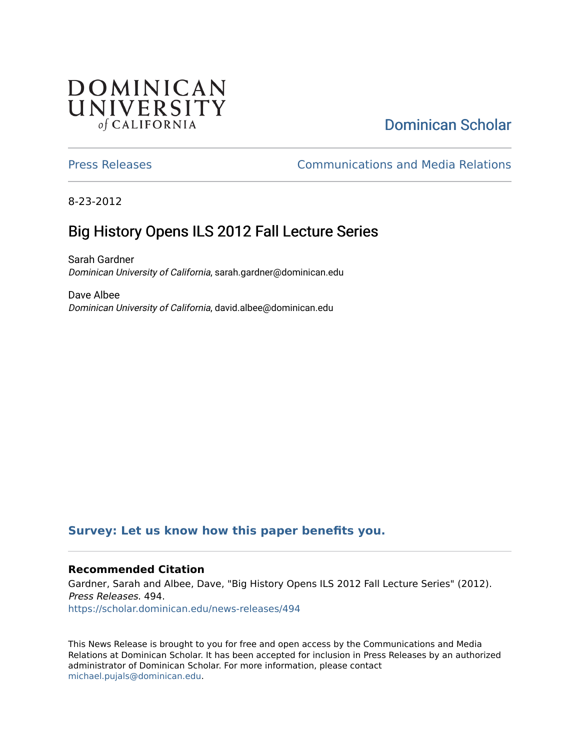DOMINICAN UNIVERSITY of CALIFORNIA

Dominican Scholar

Press Releases

Communications and Media Relations

8-23-2012

# Big History Opens ILS 2012 Fall Lecture Series

Sarah Gardner
*Dominican University of California*, sarah.gardner@dominican.edu

Dave Albee
*Dominican University of California*, david.albee@dominican.edu

**Survey: Let us know how this paper benefits you.**

### Recommended Citation

Gardner, Sarah and Albee, Dave, "Big History Opens ILS 2012 Fall Lecture Series" (2012). *Press Releases*. 494.
https://scholar.dominican.edu/news-releases/494

This News Release is brought to you for free and open access by the Communications and Media Relations at Dominican Scholar. It has been accepted for inclusion in Press Releases by an authorized administrator of Dominican Scholar. For more information, please contact michael.pujals@dominican.edu.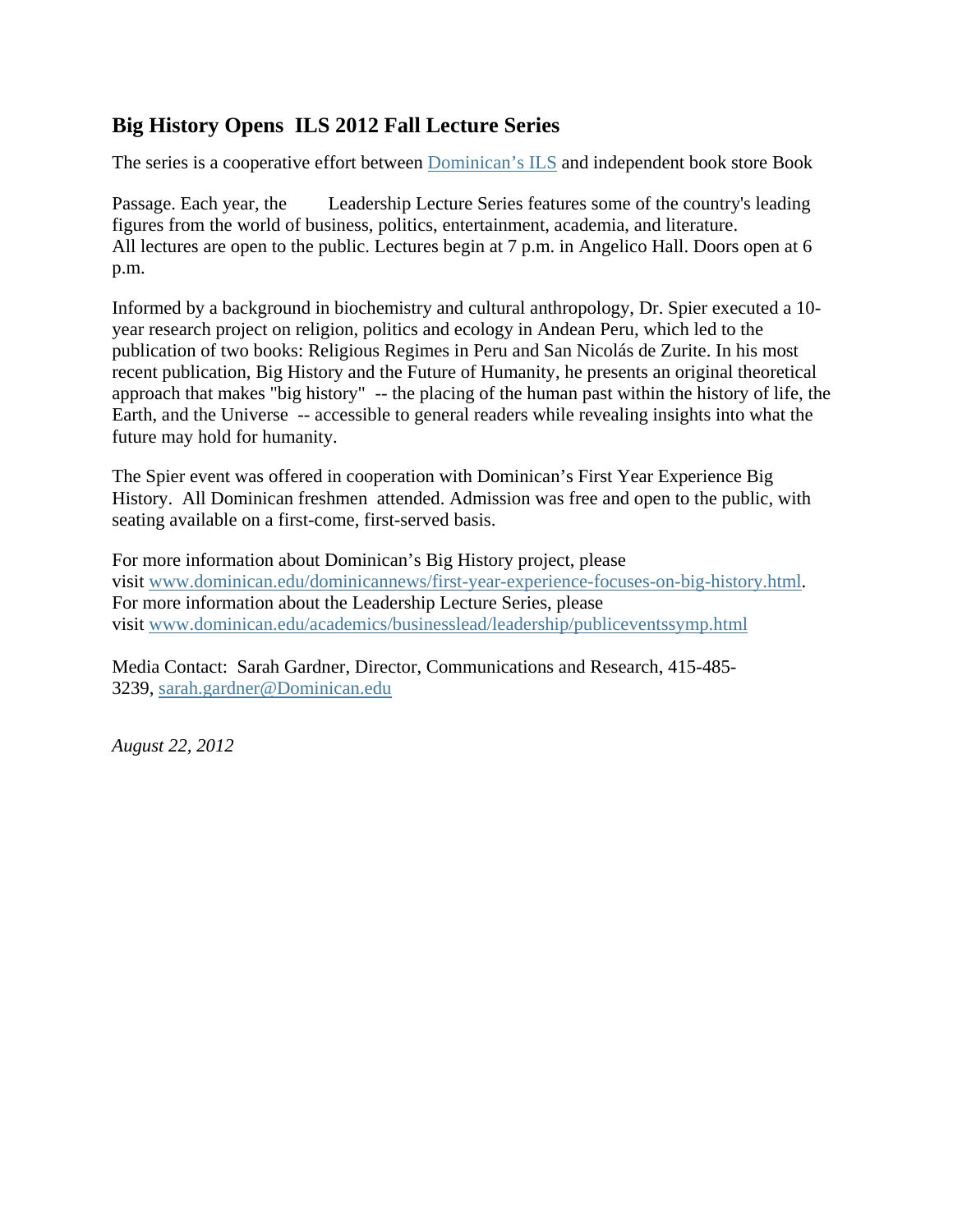## Big History Opens ILS 2012 Fall Lecture Series

The series is a cooperative effort between [Dominican's ILS] and independent book store Book

Passage. Each year, the Leadership Lecture Series features some of the country's leading figures from the world of business, politics, entertainment, academia, and literature. All lectures are open to the public. Lectures begin at 7 p.m. in Angelico Hall. Doors open at 6 p.m.

Informed by a background in biochemistry and cultural anthropology, Dr. Spier executed a 10-year research project on religion, politics and ecology in Andean Peru, which led to the publication of two books: Religious Regimes in Peru and San Nicolás de Zurite. In his most recent publication, Big History and the Future of Humanity, he presents an original theoretical approach that makes "big history" -- the placing of the human past within the history of life, the Earth, and the Universe -- accessible to general readers while revealing insights into what the future may hold for humanity.

The Spier event was offered in cooperation with Dominican's First Year Experience Big History. All Dominican freshmen attended. Admission was free and open to the public, with seating available on a first-come, first-served basis.

For more information about Dominican's Big History project, please visit www.dominican.edu/dominicannews/first-year-experience-focuses-on-big-history.html.
For more information about the Leadership Lecture Series, please visit www.dominican.edu/academics/businesslead/leadership/publiceventssymp.html

Media Contact: Sarah Gardner, Director, Communications and Research, 415-485-3239, sarah.gardner@Dominican.edu

*August 22, 2012*